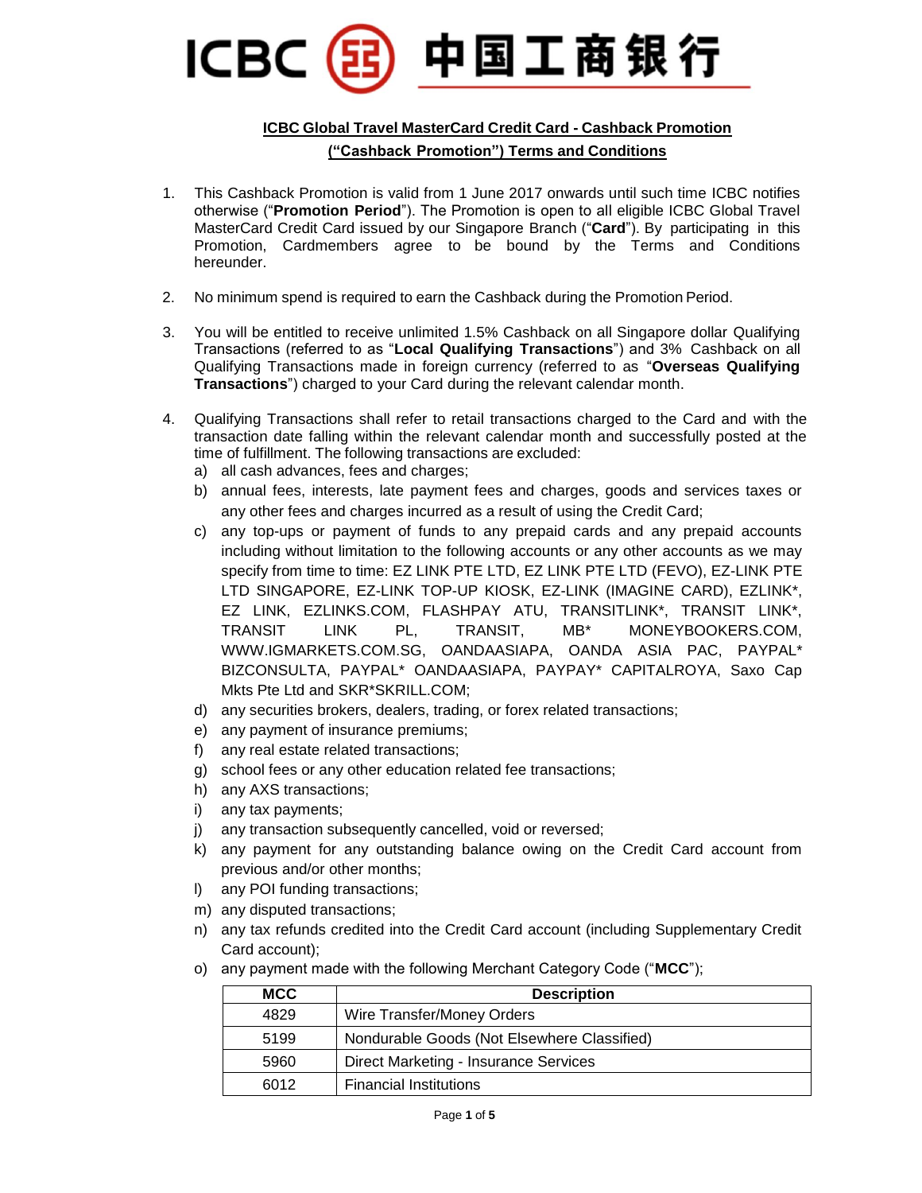ICBC 中国工商银行

## ICBC Global Travel MasterCard Credit Card - Cashback Promotion ("Cashback Promotion") Terms and Conditions

1. This Cashback Promotion is valid from 1 June 2017 onwards until such time ICBC notifies otherwise ("**Promotion Period**"). The Promotion is open to all eligible ICBC Global Travel MasterCard Credit Card issued by our Singapore Branch ("**Card**"). By participating in this Promotion, Cardmembers agree to be bound by the Terms and Conditions hereunder.

2. No minimum spend is required to earn the Cashback during the Promotion Period.

3. You will be entitled to receive unlimited 1.5% Cashback on all Singapore dollar Qualifying Transactions (referred to as "**Local Qualifying Transactions**") and 3% Cashback on all Qualifying Transactions made in foreign currency (referred to as "**Overseas Qualifying Transactions**") charged to your Card during the relevant calendar month.

4. Qualifying Transactions shall refer to retail transactions charged to the Card and with the transaction date falling within the relevant calendar month and successfully posted at the time of fulfillment. The following transactions are excluded:
   a) all cash advances, fees and charges;
   b) annual fees, interests, late payment fees and charges, goods and services taxes or any other fees and charges incurred as a result of using the Credit Card;
   c) any top-ups or payment of funds to any prepaid cards and any prepaid accounts including without limitation to the following accounts or any other accounts as we may specify from time to time: EZ LINK PTE LTD, EZ LINK PTE LTD (FEVO), EZ-LINK PTE LTD SINGAPORE, EZ-LINK TOP-UP KIOSK, EZ-LINK (IMAGINE CARD), EZLINK*, EZ LINK, EZLINKS.COM, FLASHPAY ATU, TRANSITLINK*, TRANSIT LINK*, TRANSIT LINK PL, TRANSIT, MB* MONEYBOOKERS.COM, WWW.IGMARKETS.COM.SG, OANDAASIAPA, OANDA ASIA PAC, PAYPAL* BIZCONSULTA, PAYPAL* OANDAASIAPA, PAYPAY* CAPITALROYA, Saxo Cap Mkts Pte Ltd and SKR*SKRILL.COM;
   d) any securities brokers, dealers, trading, or forex related transactions;
   e) any payment of insurance premiums;
   f) any real estate related transactions;
   g) school fees or any other education related fee transactions;
   h) any AXS transactions;
   i) any tax payments;
   j) any transaction subsequently cancelled, void or reversed;
   k) any payment for any outstanding balance owing on the Credit Card account from previous and/or other months;
   l) any POI funding transactions;
   m) any disputed transactions;
   n) any tax refunds credited into the Credit Card account (including Supplementary Credit Card account);
   o) any payment made with the following Merchant Category Code ("**MCC**");

| MCC | Description |
|---|---|
| 4829 | Wire Transfer/Money Orders |
| 5199 | Nondurable Goods (Not Elsewhere Classified) |
| 5960 | Direct Marketing - Insurance Services |
| 6012 | Financial Institutions |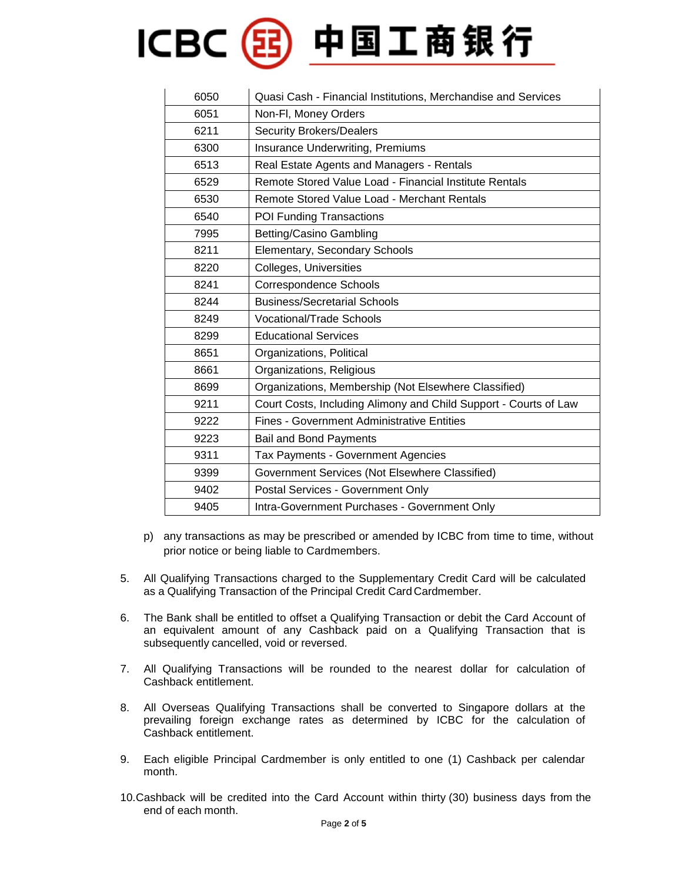| | |
|---|---|
| 6050 | Quasi Cash - Financial Institutions, Merchandise and Services |
| 6051 | Non-FI, Money Orders |
| 6211 | Security Brokers/Dealers |
| 6300 | Insurance Underwriting, Premiums |
| 6513 | Real Estate Agents and Managers - Rentals |
| 6529 | Remote Stored Value Load - Financial Institute Rentals |
| 6530 | Remote Stored Value Load - Merchant Rentals |
| 6540 | POI Funding Transactions |
| 7995 | Betting/Casino Gambling |
| 8211 | Elementary, Secondary Schools |
| 8220 | Colleges, Universities |
| 8241 | Correspondence Schools |
| 8244 | Business/Secretarial Schools |
| 8249 | Vocational/Trade Schools |
| 8299 | Educational Services |
| 8651 | Organizations, Political |
| 8661 | Organizations, Religious |
| 8699 | Organizations, Membership (Not Elsewhere Classified) |
| 9211 | Court Costs, Including Alimony and Child Support - Courts of Law |
| 9222 | Fines - Government Administrative Entities |
| 9223 | Bail and Bond Payments |
| 9311 | Tax Payments - Government Agencies |
| 9399 | Government Services (Not Elsewhere Classified) |
| 9402 | Postal Services - Government Only |
| 9405 | Intra-Government Purchases - Government Only |

p) any transactions as may be prescribed or amended by ICBC from time to time, without prior notice or being liable to Cardmembers.

5. All Qualifying Transactions charged to the Supplementary Credit Card will be calculated as a Qualifying Transaction of the Principal Credit Card Cardmember.

6. The Bank shall be entitled to offset a Qualifying Transaction or debit the Card Account of an equivalent amount of any Cashback paid on a Qualifying Transaction that is subsequently cancelled, void or reversed.

7. All Qualifying Transactions will be rounded to the nearest dollar for calculation of Cashback entitlement.

8. All Overseas Qualifying Transactions shall be converted to Singapore dollars at the prevailing foreign exchange rates as determined by ICBC for the calculation of Cashback entitlement.

9. Each eligible Principal Cardmember is only entitled to one (1) Cashback per calendar month.

10. Cashback will be credited into the Card Account within thirty (30) business days from the end of each month.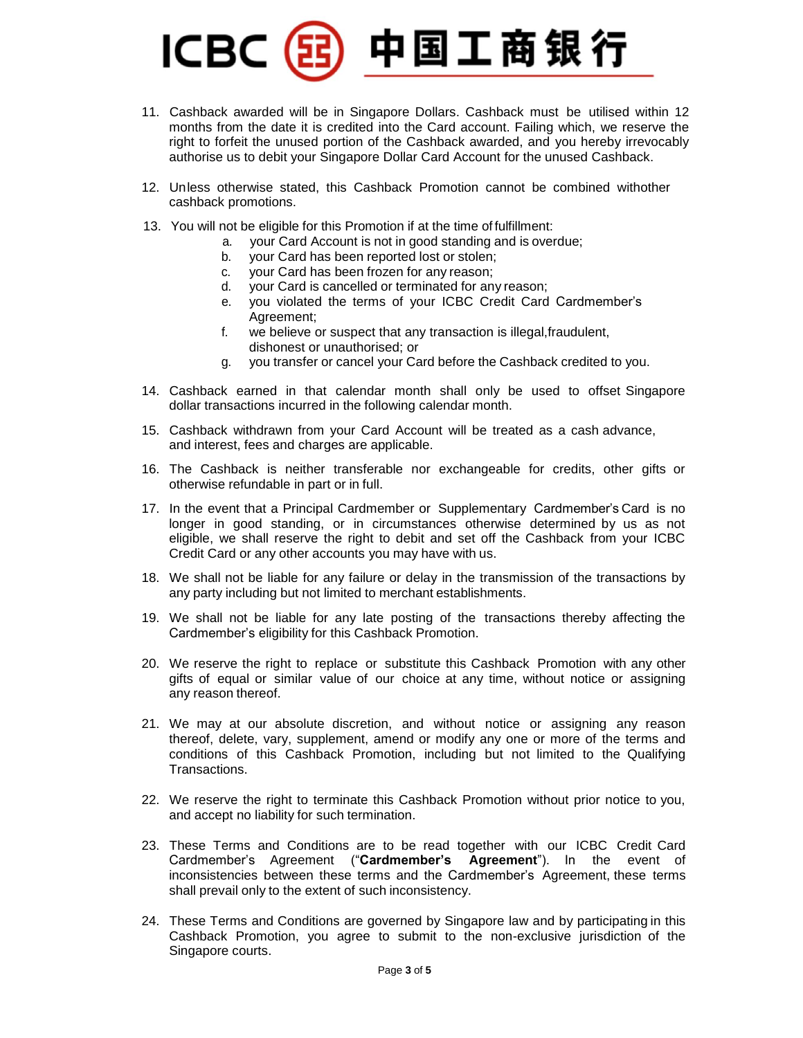11. Cashback awarded will be in Singapore Dollars. Cashback must be utilised within 12 months from the date it is credited into the Card account. Failing which, we reserve the right to forfeit the unused portion of the Cashback awarded, and you hereby irrevocably authorise us to debit your Singapore Dollar Card Account for the unused Cashback.

12. Unless otherwise stated, this Cashback Promotion cannot be combined withother cashback promotions.

13. You will not be eligible for this Promotion if at the time of fulfillment:
    a. your Card Account is not in good standing and is overdue;
    b. your Card has been reported lost or stolen;
    c. your Card has been frozen for any reason;
    d. your Card is cancelled or terminated for any reason;
    e. you violated the terms of your ICBC Credit Card Cardmember's Agreement;
    f. we believe or suspect that any transaction is illegal,fraudulent, dishonest or unauthorised; or
    g. you transfer or cancel your Card before the Cashback credited to you.

14. Cashback earned in that calendar month shall only be used to offset Singapore dollar transactions incurred in the following calendar month.

15. Cashback withdrawn from your Card Account will be treated as a cash advance, and interest, fees and charges are applicable.

16. The Cashback is neither transferable nor exchangeable for credits, other gifts or otherwise refundable in part or in full.

17. In the event that a Principal Cardmember or Supplementary Cardmember's Card is no longer in good standing, or in circumstances otherwise determined by us as not eligible, we shall reserve the right to debit and set off the Cashback from your ICBC Credit Card or any other accounts you may have with us.

18. We shall not be liable for any failure or delay in the transmission of the transactions by any party including but not limited to merchant establishments.

19. We shall not be liable for any late posting of the transactions thereby affecting the Cardmember's eligibility for this Cashback Promotion.

20. We reserve the right to replace or substitute this Cashback Promotion with any other gifts of equal or similar value of our choice at any time, without notice or assigning any reason thereof.

21. We may at our absolute discretion, and without notice or assigning any reason thereof, delete, vary, supplement, amend or modify any one or more of the terms and conditions of this Cashback Promotion, including but not limited to the Qualifying Transactions.

22. We reserve the right to terminate this Cashback Promotion without prior notice to you, and accept no liability for such termination.

23. These Terms and Conditions are to be read together with our ICBC Credit Card Cardmember's Agreement ("**Cardmember's Agreement**"). In the event of inconsistencies between these terms and the Cardmember's Agreement, these terms shall prevail only to the extent of such inconsistency.

24. These Terms and Conditions are governed by Singapore law and by participating in this Cashback Promotion, you agree to submit to the non-exclusive jurisdiction of the Singapore courts.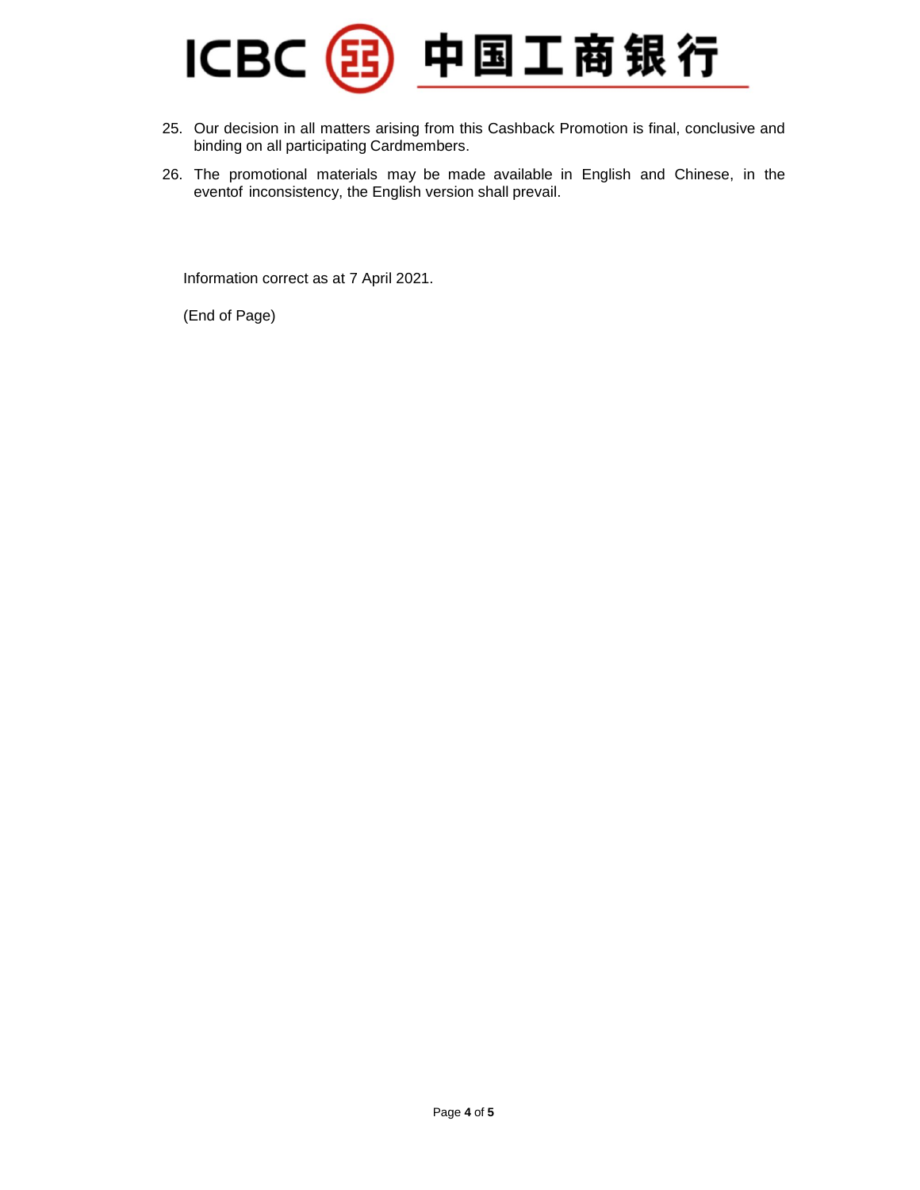25. Our decision in all matters arising from this Cashback Promotion is final, conclusive and binding on all participating Cardmembers.
26. The promotional materials may be made available in English and Chinese, in the eventof inconsistency, the English version shall prevail.

Information correct as at 7 April 2021.

(End of Page)